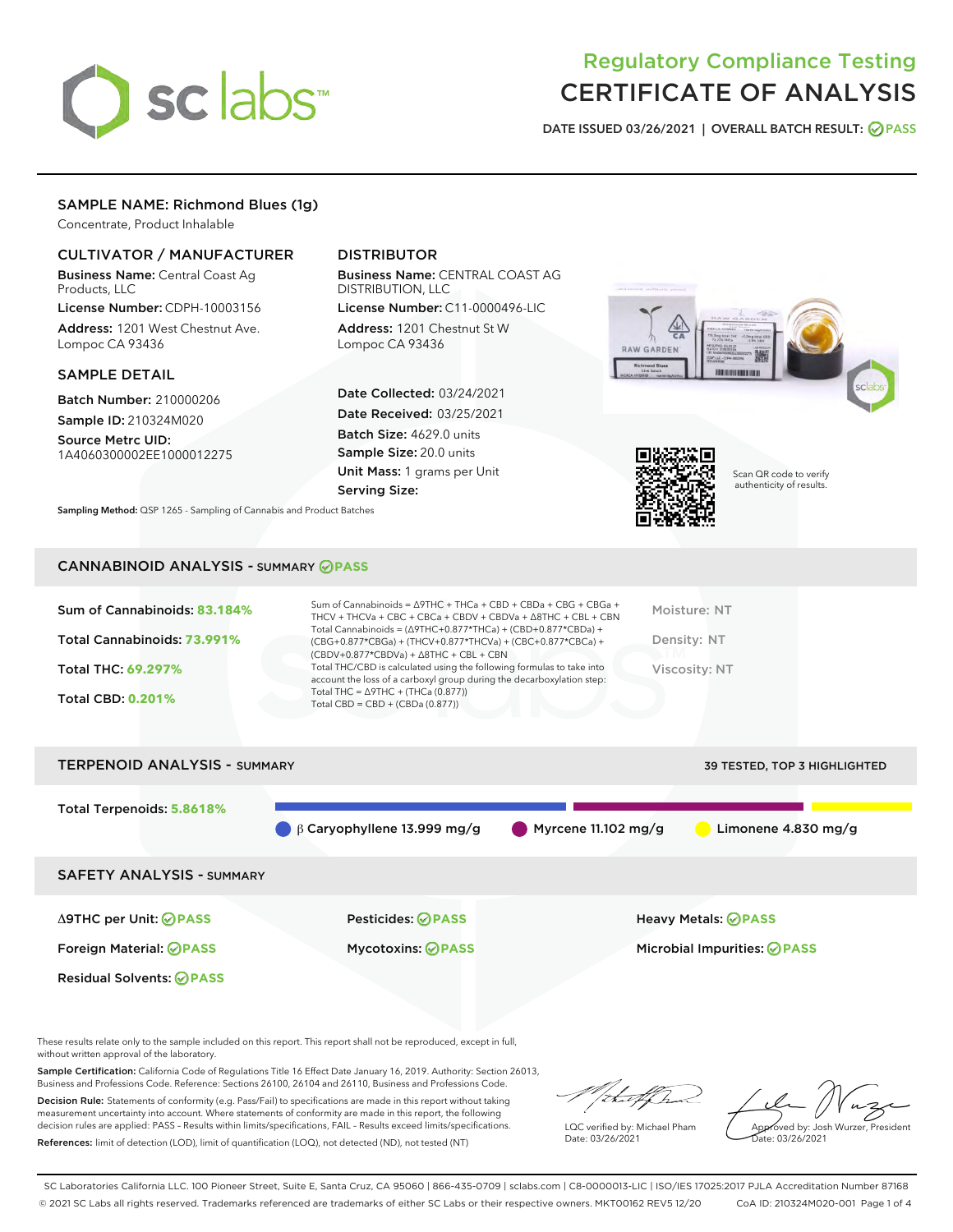# Regulatory Compliance Testing
# CERTIFICATE OF ANALYSIS

DATE ISSUED 03/26/2021 | OVERALL BATCH RESULT: PASS

## SAMPLE NAME: Richmond Blues (1g)

Concentrate, Product Inhalable

### CULTIVATOR / MANUFACTURER

**Business Name:** Central Coast Ag Products, LLC

**License Number:** CDPH-10003156

**Address:** 1201 West Chestnut Ave. Lompoc CA 93436

### DISTRIBUTOR

**Business Name:** CENTRAL COAST AG DISTRIBUTION, LLC

**License Number:** C11-0000496-LIC

**Address:** 1201 Chestnut St W Lompoc CA 93436

### SAMPLE DETAIL

**Batch Number:** 210000206

**Sample ID:** 210324M020

**Source Metrc UID:** 1A4060300002EE1000012275

**Date Collected:** 03/24/2021

**Date Received:** 03/25/2021

**Batch Size:** 4629.0 units

**Sample Size:** 20.0 units

**Unit Mass:** 1 grams per Unit

**Serving Size:**

Scan QR code to verify authenticity of results.

**Sampling Method:** QSP 1265 - Sampling of Cannabis and Product Batches

## CANNABINOID ANALYSIS - SUMMARY PASS

**Sum of Cannabinoids:** 83.184%

**Total Cannabinoids:** 73.991%

**Total THC:** 69.297%

**Total CBD:** 0.201%

Sum of Cannabinoids = Δ9THC + THCa + CBD + CBDa + CBG + CBGa + THCV + THCVa + CBC + CBCa + CBDV + CBDVa + Δ8THC + CBL + CBN

Total Cannabinoids = (Δ9THC+0.877*THCa) + (CBD+0.877*CBDa) + (CBG+0.877*CBGa) + (THCV+0.877*THCVa) + (CBC+0.877*CBCa) + (CBDV+0.877*CBDVa) + Δ8THC + CBL + CBN

Total THC/CBD is calculated using the following formulas to take into account the loss of a carboxyl group during the decarboxylation step:

Total THC = Δ9THC + (THCa (0.877))

Total CBD = CBD + (CBDa (0.877))

Moisture: NT

Density: NT

Viscosity: NT

## TERPENOID ANALYSIS - SUMMARY

39 TESTED, TOP 3 HIGHLIGHTED

**Total Terpenoids:** 5.8618%

β Caryophyllene 13.999 mg/g | Myrcene 11.102 mg/g | Limonene 4.830 mg/g

## SAFETY ANALYSIS - SUMMARY

| | | |
|---|---|---|
| Δ9THC per Unit: PASS | Pesticides: PASS | Heavy Metals: PASS |
| Foreign Material: PASS | Mycotoxins: PASS | Microbial Impurities: PASS |
| Residual Solvents: PASS | | |

These results relate only to the sample included on this report. This report shall not be reproduced, except in full, without written approval of the laboratory.

**Sample Certification:** California Code of Regulations Title 16 Effect Date January 16, 2019. Authority: Section 26013, Business and Professions Code. Reference: Sections 26100, 26104 and 26110, Business and Professions Code.

**Decision Rule:** Statements of conformity (e.g. Pass/Fail) to specifications are made in this report without taking measurement uncertainty into account. Where statements of conformity are made in this report, the following decision rules are applied: PASS - Results within limits/specifications, FAIL - Results exceed limits/specifications.

**References:** limit of detection (LOD), limit of quantification (LOQ), not detected (ND), not tested (NT)

LQC verified by: Michael Pham
Date: 03/26/2021

Approved by: Josh Wurzer, President
Date: 03/26/2021

SC Laboratories California LLC. 100 Pioneer Street, Suite E, Santa Cruz, CA 95060 | 866-435-0709 | sclabs.com | C8-0000013-LIC | ISO/IES 17025:2017 PJLA Accreditation Number 87168
© 2021 SC Labs all rights reserved. Trademarks referenced are trademarks of either SC Labs or their respective owners. MKT00162 REV5 12/20 CoA ID: 210324M020-001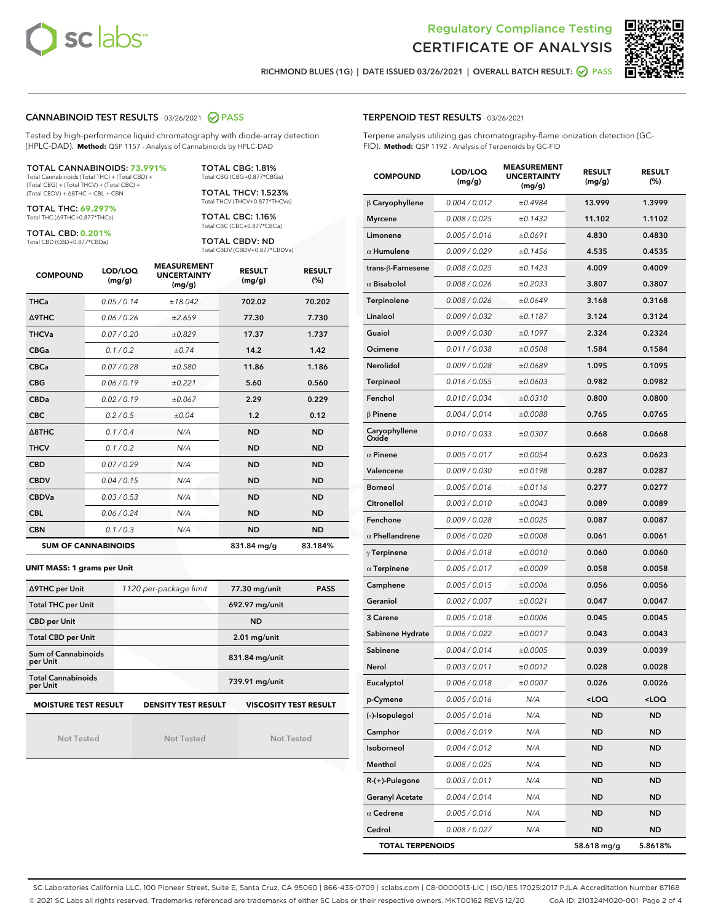Regulatory Compliance Testing
CERTIFICATE OF ANALYSIS

RICHMOND BLUES (1G) | DATE ISSUED 03/26/2021 | OVERALL BATCH RESULT: PASS

## CANNABINOID TEST RESULTS - 03/26/2021 PASS

Tested by high-performance liquid chromatography with diode-array detection (HPLC-DAD). **Method:** QSP 1157 - Analysis of Cannabinoids by HPLC-DAD

**TOTAL CANNABINOIDS: 73.991%**
Total Cannabinoids (Total THC) + (Total CBD) + (Total CBG) + (Total THCV) + (Total CBC) + (Total CBDV) + Δ8THC + CBL + CBN

**TOTAL THC: 69.297%**
Total THC (Δ9THC+0.877*THCa)

**TOTAL CBD: 0.201%**
Total CBD (CBD+0.877*CBDa)

**TOTAL CBG: 1.81%**
Total CBG (CBG+0.877*CBGa)

**TOTAL THCV: 1.523%**
Total THCV (THCV+0.877*THCVa)

**TOTAL CBC: 1.16%**
Total CBC (CBC+0.877*CBCa)

**TOTAL CBDV: ND**
Total CBDV (CBDV+0.877*CBDVa)

| COMPOUND | LOD/LOQ (mg/g) | MEASUREMENT UNCERTAINTY (mg/g) | RESULT (mg/g) | RESULT (%) |
|---|---|---|---|---|
| THCa | 0.05 / 0.14 | ±18.042 | 702.02 | 70.202 |
| Δ9THC | 0.06 / 0.26 | ±2.659 | 77.30 | 7.730 |
| THCVa | 0.07 / 0.20 | ±0.829 | 17.37 | 1.737 |
| CBGa | 0.1 / 0.2 | ±0.74 | 14.2 | 1.42 |
| CBCa | 0.07 / 0.28 | ±0.580 | 11.86 | 1.186 |
| CBG | 0.06 / 0.19 | ±0.221 | 5.60 | 0.560 |
| CBDa | 0.02 / 0.19 | ±0.067 | 2.29 | 0.229 |
| CBC | 0.2 / 0.5 | ±0.04 | 1.2 | 0.12 |
| Δ8THC | 0.1 / 0.4 | N/A | ND | ND |
| THCV | 0.1 / 0.2 | N/A | ND | ND |
| CBD | 0.07 / 0.29 | N/A | ND | ND |
| CBDV | 0.04 / 0.15 | N/A | ND | ND |
| CBDVa | 0.03 / 0.53 | N/A | ND | ND |
| CBL | 0.06 / 0.24 | N/A | ND | ND |
| CBN | 0.1 / 0.3 | N/A | ND | ND |
| **SUM OF CANNABINOIDS** | | | 831.84 mg/g | 83.184% |

**UNIT MASS: 1 grams per Unit**

| Δ9THC per Unit | 1120 per-package limit | 77.30 mg/unit | PASS |
|---|---|---|---|
| Total THC per Unit | | 692.97 mg/unit | |
| CBD per Unit | | ND | |
| Total CBD per Unit | | 2.01 mg/unit | |
| Sum of Cannabinoids per Unit | | 831.84 mg/unit | |
| Total Cannabinoids per Unit | | 739.91 mg/unit | |

| MOISTURE TEST RESULT | DENSITY TEST RESULT | VISCOSITY TEST RESULT |
|---|---|---|
| Not Tested | Not Tested | Not Tested |

## TERPENOID TEST RESULTS - 03/26/2021

Terpene analysis utilizing gas chromatography-flame ionization detection (GC-FID). **Method:** QSP 1192 - Analysis of Terpenoids by GC-FID

| COMPOUND | LOD/LOQ (mg/g) | MEASUREMENT UNCERTAINTY (mg/g) | RESULT (mg/g) | RESULT (%) |
|---|---|---|---|---|
| β Caryophyllene | 0.004 / 0.012 | ±0.4984 | 13.999 | 1.3999 |
| Myrcene | 0.008 / 0.025 | ±0.1432 | 11.102 | 1.1102 |
| Limonene | 0.005 / 0.016 | ±0.0691 | 4.830 | 0.4830 |
| α Humulene | 0.009 / 0.029 | ±0.1456 | 4.535 | 0.4535 |
| trans-β-Farnesene | 0.008 / 0.025 | ±0.1423 | 4.009 | 0.4009 |
| α Bisabolol | 0.008 / 0.026 | ±0.2033 | 3.807 | 0.3807 |
| Terpinolene | 0.008 / 0.026 | ±0.0649 | 3.168 | 0.3168 |
| Linalool | 0.009 / 0.032 | ±0.1187 | 3.124 | 0.3124 |
| Guaiol | 0.009 / 0.030 | ±0.1097 | 2.324 | 0.2324 |
| Ocimene | 0.011 / 0.038 | ±0.0508 | 1.584 | 0.1584 |
| Nerolidol | 0.009 / 0.028 | ±0.0689 | 1.095 | 0.1095 |
| Terpineol | 0.016 / 0.055 | ±0.0603 | 0.982 | 0.0982 |
| Fenchol | 0.010 / 0.034 | ±0.0310 | 0.800 | 0.0800 |
| β Pinene | 0.004 / 0.014 | ±0.0088 | 0.765 | 0.0765 |
| Caryophyllene Oxide | 0.010 / 0.033 | ±0.0307 | 0.668 | 0.0668 |
| α Pinene | 0.005 / 0.017 | ±0.0054 | 0.623 | 0.0623 |
| Valencene | 0.009 / 0.030 | ±0.0198 | 0.287 | 0.0287 |
| Borneol | 0.005 / 0.016 | ±0.0116 | 0.277 | 0.0277 |
| Citronellol | 0.003 / 0.010 | ±0.0043 | 0.089 | 0.0089 |
| Fenchone | 0.009 / 0.028 | ±0.0025 | 0.087 | 0.0087 |
| α Phellandrene | 0.006 / 0.020 | ±0.0008 | 0.061 | 0.0061 |
| γ Terpinene | 0.006 / 0.018 | ±0.0010 | 0.060 | 0.0060 |
| α Terpinene | 0.005 / 0.017 | ±0.0009 | 0.058 | 0.0058 |
| Camphene | 0.005 / 0.015 | ±0.0006 | 0.056 | 0.0056 |
| Geraniol | 0.002 / 0.007 | ±0.0021 | 0.047 | 0.0047 |
| 3 Carene | 0.005 / 0.018 | ±0.0006 | 0.045 | 0.0045 |
| Sabinene Hydrate | 0.006 / 0.022 | ±0.0017 | 0.043 | 0.0043 |
| Sabinene | 0.004 / 0.014 | ±0.0005 | 0.039 | 0.0039 |
| Nerol | 0.003 / 0.011 | ±0.0012 | 0.028 | 0.0028 |
| Eucalyptol | 0.006 / 0.018 | ±0.0007 | 0.026 | 0.0026 |
| p-Cymene | 0.005 / 0.016 | N/A | <LOQ | <LOQ |
| (-)-Isopulegol | 0.005 / 0.016 | N/A | ND | ND |
| Camphor | 0.006 / 0.019 | N/A | ND | ND |
| Isoborneol | 0.004 / 0.012 | N/A | ND | ND |
| Menthol | 0.008 / 0.025 | N/A | ND | ND |
| R-(+)-Pulegone | 0.003 / 0.011 | N/A | ND | ND |
| Geranyl Acetate | 0.004 / 0.014 | N/A | ND | ND |
| α Cedrene | 0.005 / 0.016 | N/A | ND | ND |
| Cedrol | 0.008 / 0.027 | N/A | ND | ND |
| **TOTAL TERPENOIDS** | | | 58.618 mg/g | 5.8618% |

SC Laboratories California LLC. 100 Pioneer Street, Suite E, Santa Cruz, CA 95060 | 866-435-0709 | sclabs.com | C8-0000013-LIC | ISO/IES 17025:2017 PJLA Accreditation Number 87168
© 2021 SC Labs all rights reserved. Trademarks referenced are trademarks of either SC Labs or their respective owners. MKT00162 REV5 12/20 CoA ID: 210324M020-001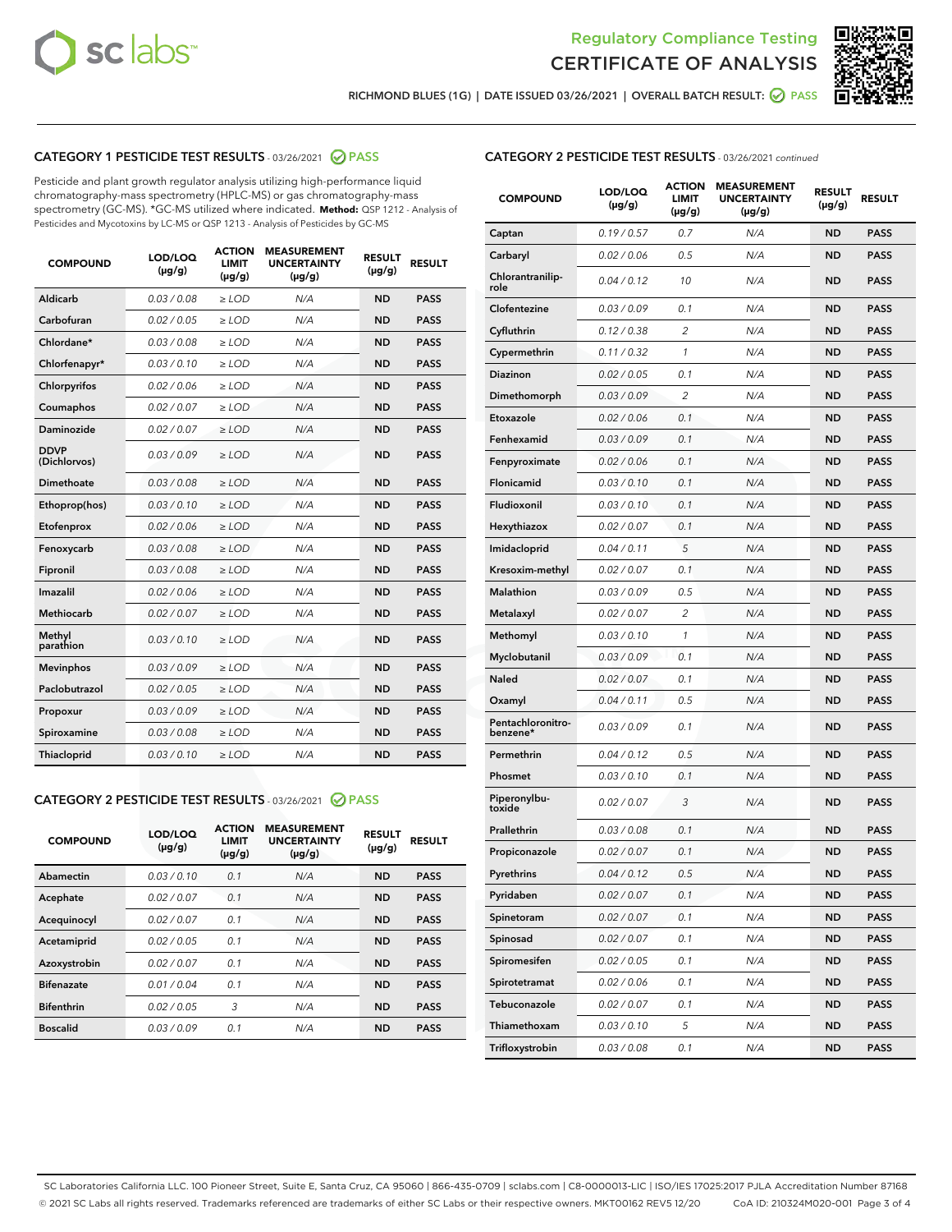# Regulatory Compliance Testing
# CERTIFICATE OF ANALYSIS

RICHMOND BLUES (1G) | DATE ISSUED 03/26/2021 | OVERALL BATCH RESULT: PASS

## CATEGORY 1 PESTICIDE TEST RESULTS - 03/26/2021 PASS

Pesticide and plant growth regulator analysis utilizing high-performance liquid chromatography-mass spectrometry (HPLC-MS) or gas chromatography-mass spectrometry (GC-MS). *GC-MS utilized where indicated. **Method:** QSP 1212 - Analysis of Pesticides and Mycotoxins by LC-MS or QSP 1213 - Analysis of Pesticides by GC-MS

| COMPOUND | LOD/LOQ (µg/g) | ACTION LIMIT (µg/g) | MEASUREMENT UNCERTAINTY (µg/g) | RESULT (µg/g) | RESULT |
|---|---|---|---|---|---|
| Aldicarb | 0.03 / 0.08 | ≥ LOD | N/A | ND | PASS |
| Carbofuran | 0.02 / 0.05 | ≥ LOD | N/A | ND | PASS |
| Chlordane* | 0.03 / 0.08 | ≥ LOD | N/A | ND | PASS |
| Chlorfenapyr* | 0.03 / 0.10 | ≥ LOD | N/A | ND | PASS |
| Chlorpyrifos | 0.02 / 0.06 | ≥ LOD | N/A | ND | PASS |
| Coumaphos | 0.02 / 0.07 | ≥ LOD | N/A | ND | PASS |
| Daminozide | 0.02 / 0.07 | ≥ LOD | N/A | ND | PASS |
| DDVP (Dichlorvos) | 0.03 / 0.09 | ≥ LOD | N/A | ND | PASS |
| Dimethoate | 0.03 / 0.08 | ≥ LOD | N/A | ND | PASS |
| Ethoprop(hos) | 0.03 / 0.10 | ≥ LOD | N/A | ND | PASS |
| Etofenprox | 0.02 / 0.06 | ≥ LOD | N/A | ND | PASS |
| Fenoxycarb | 0.03 / 0.08 | ≥ LOD | N/A | ND | PASS |
| Fipronil | 0.03 / 0.08 | ≥ LOD | N/A | ND | PASS |
| Imazalil | 0.02 / 0.06 | ≥ LOD | N/A | ND | PASS |
| Methiocarb | 0.02 / 0.07 | ≥ LOD | N/A | ND | PASS |
| Methyl parathion | 0.03 / 0.10 | ≥ LOD | N/A | ND | PASS |
| Mevinphos | 0.03 / 0.09 | ≥ LOD | N/A | ND | PASS |
| Paclobutrazol | 0.02 / 0.05 | ≥ LOD | N/A | ND | PASS |
| Propoxur | 0.03 / 0.09 | ≥ LOD | N/A | ND | PASS |
| Spiroxamine | 0.03 / 0.08 | ≥ LOD | N/A | ND | PASS |
| Thiacloprid | 0.03 / 0.10 | ≥ LOD | N/A | ND | PASS |

## CATEGORY 2 PESTICIDE TEST RESULTS - 03/26/2021 PASS

| COMPOUND | LOD/LOQ (µg/g) | ACTION LIMIT (µg/g) | MEASUREMENT UNCERTAINTY (µg/g) | RESULT (µg/g) | RESULT |
|---|---|---|---|---|---|
| Abamectin | 0.03 / 0.10 | 0.1 | N/A | ND | PASS |
| Acephate | 0.02 / 0.07 | 0.1 | N/A | ND | PASS |
| Acequinocyl | 0.02 / 0.07 | 0.1 | N/A | ND | PASS |
| Acetamiprid | 0.02 / 0.05 | 0.1 | N/A | ND | PASS |
| Azoxystrobin | 0.02 / 0.07 | 0.1 | N/A | ND | PASS |
| Bifenazate | 0.01 / 0.04 | 0.1 | N/A | ND | PASS |
| Bifenthrin | 0.02 / 0.05 | 3 | N/A | ND | PASS |
| Boscalid | 0.03 / 0.09 | 0.1 | N/A | ND | PASS |
| Captan | 0.19 / 0.57 | 0.7 | N/A | ND | PASS |
| Carbaryl | 0.02 / 0.06 | 0.5 | N/A | ND | PASS |
| Chlorantraniliprole | 0.04 / 0.12 | 10 | N/A | ND | PASS |
| Clofentezine | 0.03 / 0.09 | 0.1 | N/A | ND | PASS |
| Cyfluthrin | 0.12 / 0.38 | 2 | N/A | ND | PASS |
| Cypermethrin | 0.11 / 0.32 | 1 | N/A | ND | PASS |
| Diazinon | 0.02 / 0.05 | 0.1 | N/A | ND | PASS |
| Dimethomorph | 0.03 / 0.09 | 2 | N/A | ND | PASS |
| Etoxazole | 0.02 / 0.06 | 0.1 | N/A | ND | PASS |
| Fenhexamid | 0.03 / 0.09 | 0.1 | N/A | ND | PASS |
| Fenpyroximate | 0.02 / 0.06 | 0.1 | N/A | ND | PASS |
| Flonicamid | 0.03 / 0.10 | 0.1 | N/A | ND | PASS |
| Fludioxonil | 0.03 / 0.10 | 0.1 | N/A | ND | PASS |
| Hexythiazox | 0.02 / 0.07 | 0.1 | N/A | ND | PASS |
| Imidacloprid | 0.04 / 0.11 | 5 | N/A | ND | PASS |
| Kresoxim-methyl | 0.02 / 0.07 | 0.1 | N/A | ND | PASS |
| Malathion | 0.03 / 0.09 | 0.5 | N/A | ND | PASS |
| Metalaxyl | 0.02 / 0.07 | 2 | N/A | ND | PASS |
| Methomyl | 0.03 / 0.10 | 1 | N/A | ND | PASS |
| Myclobutanil | 0.03 / 0.09 | 0.1 | N/A | ND | PASS |
| Naled | 0.02 / 0.07 | 0.1 | N/A | ND | PASS |
| Oxamyl | 0.04 / 0.11 | 0.5 | N/A | ND | PASS |
| Pentachloronitrobenzene* | 0.03 / 0.09 | 0.1 | N/A | ND | PASS |
| Permethrin | 0.04 / 0.12 | 0.5 | N/A | ND | PASS |
| Phosmet | 0.03 / 0.10 | 0.1 | N/A | ND | PASS |
| Piperonylbutoxide | 0.02 / 0.07 | 3 | N/A | ND | PASS |
| Prallethrin | 0.03 / 0.08 | 0.1 | N/A | ND | PASS |
| Propiconazole | 0.02 / 0.07 | 0.1 | N/A | ND | PASS |
| Pyrethrins | 0.04 / 0.12 | 0.5 | N/A | ND | PASS |
| Pyridaben | 0.02 / 0.07 | 0.1 | N/A | ND | PASS |
| Spinetoram | 0.02 / 0.07 | 0.1 | N/A | ND | PASS |
| Spinosad | 0.02 / 0.07 | 0.1 | N/A | ND | PASS |
| Spiromesifen | 0.02 / 0.05 | 0.1 | N/A | ND | PASS |
| Spirotetramat | 0.02 / 0.06 | 0.1 | N/A | ND | PASS |
| Tebuconazole | 0.02 / 0.07 | 0.1 | N/A | ND | PASS |
| Thiamethoxam | 0.03 / 0.10 | 5 | N/A | ND | PASS |
| Trifloxystrobin | 0.03 / 0.08 | 0.1 | N/A | ND | PASS |

SC Laboratories California LLC. 100 Pioneer Street, Suite E, Santa Cruz, CA 95060 | 866-435-0709 | sclabs.com | C8-0000013-LIC | ISO/IES 17025:2017 PJLA Accreditation Number 87168
© 2021 SC Labs all rights reserved. Trademarks referenced are trademarks of either SC Labs or their respective owners. MKT00162 REV5 12/20 CoA ID: 210324M020-001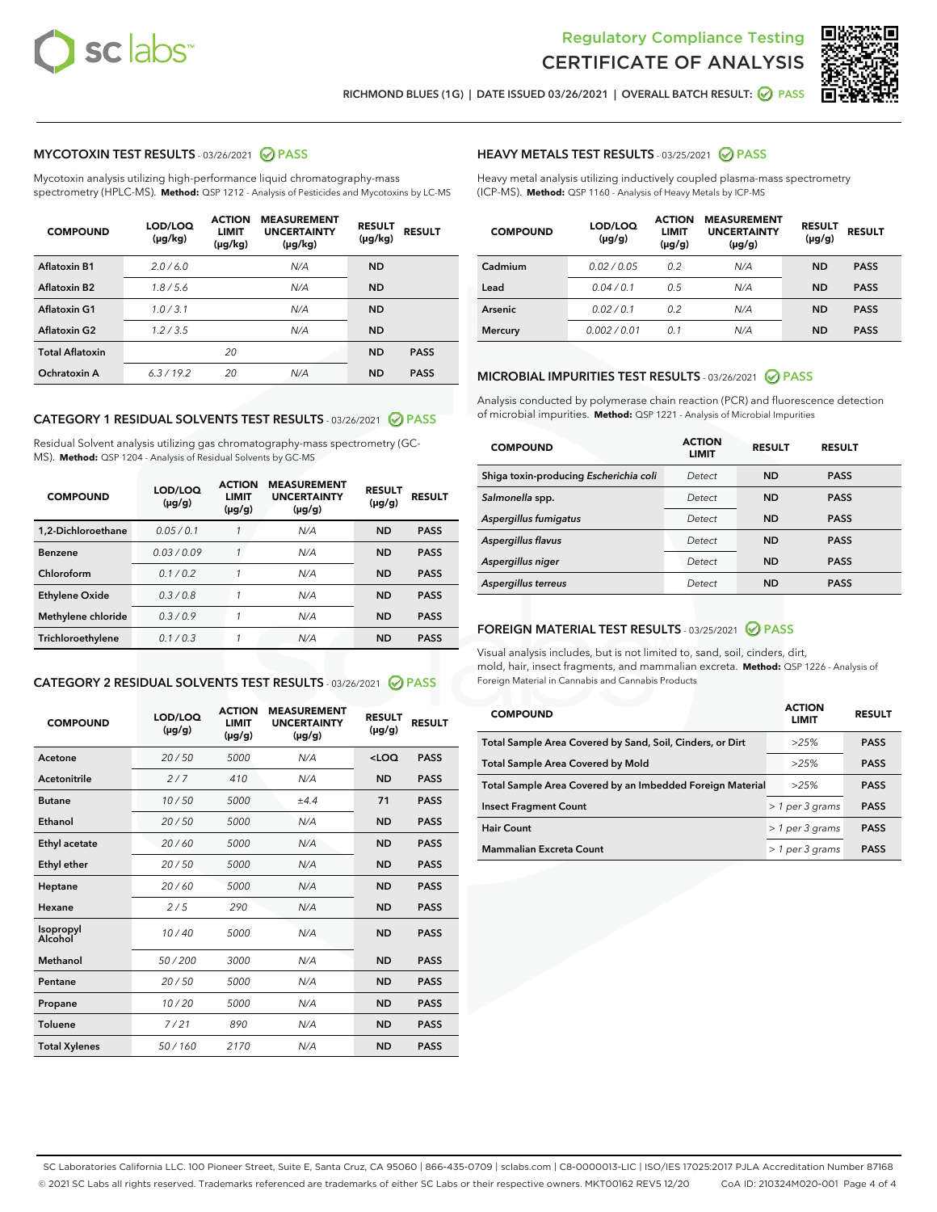Regulatory Compliance Testing
# CERTIFICATE OF ANALYSIS

RICHMOND BLUES (1G) | DATE ISSUED 03/26/2021 | OVERALL BATCH RESULT: PASS

## MYCOTOXIN TEST RESULTS - 03/26/2021 PASS

Mycotoxin analysis utilizing high-performance liquid chromatography-mass spectrometry (HPLC-MS). **Method:** QSP 1212 - Analysis of Pesticides and Mycotoxins by LC-MS

| COMPOUND | LOD/LOQ (µg/kg) | ACTION LIMIT (µg/kg) | MEASUREMENT UNCERTAINTY (µg/kg) | RESULT (µg/kg) | RESULT |
|---|---|---|---|---|---|
| Aflatoxin B1 | 2.0 / 6.0 | | N/A | ND | |
| Aflatoxin B2 | 1.8 / 5.6 | | N/A | ND | |
| Aflatoxin G1 | 1.0 / 3.1 | | N/A | ND | |
| Aflatoxin G2 | 1.2 / 3.5 | | N/A | ND | |
| Total Aflatoxin | | 20 | | ND | PASS |
| Ochratoxin A | 6.3 / 19.2 | 20 | N/A | ND | PASS |

## CATEGORY 1 RESIDUAL SOLVENTS TEST RESULTS - 03/26/2021 PASS

Residual Solvent analysis utilizing gas chromatography-mass spectrometry (GC-MS). **Method:** QSP 1204 - Analysis of Residual Solvents by GC-MS

| COMPOUND | LOD/LOQ (µg/g) | ACTION LIMIT (µg/g) | MEASUREMENT UNCERTAINTY (µg/g) | RESULT (µg/g) | RESULT |
|---|---|---|---|---|---|
| 1,2-Dichloroethane | 0.05 / 0.1 | 1 | N/A | ND | PASS |
| Benzene | 0.03 / 0.09 | 1 | N/A | ND | PASS |
| Chloroform | 0.1 / 0.2 | 1 | N/A | ND | PASS |
| Ethylene Oxide | 0.3 / 0.8 | 1 | N/A | ND | PASS |
| Methylene chloride | 0.3 / 0.9 | 1 | N/A | ND | PASS |
| Trichloroethylene | 0.1 / 0.3 | 1 | N/A | ND | PASS |

## CATEGORY 2 RESIDUAL SOLVENTS TEST RESULTS - 03/26/2021 PASS

| COMPOUND | LOD/LOQ (µg/g) | ACTION LIMIT (µg/g) | MEASUREMENT UNCERTAINTY (µg/g) | RESULT (µg/g) | RESULT |
|---|---|---|---|---|---|
| Acetone | 20 / 50 | 5000 | N/A | <LOQ | PASS |
| Acetonitrile | 2 / 7 | 410 | N/A | ND | PASS |
| Butane | 10 / 50 | 5000 | ±4.4 | 71 | PASS |
| Ethanol | 20 / 50 | 5000 | N/A | ND | PASS |
| Ethyl acetate | 20 / 60 | 5000 | N/A | ND | PASS |
| Ethyl ether | 20 / 50 | 5000 | N/A | ND | PASS |
| Heptane | 20 / 60 | 5000 | N/A | ND | PASS |
| Hexane | 2 / 5 | 290 | N/A | ND | PASS |
| Isopropyl Alcohol | 10 / 40 | 5000 | N/A | ND | PASS |
| Methanol | 50 / 200 | 3000 | N/A | ND | PASS |
| Pentane | 20 / 50 | 5000 | N/A | ND | PASS |
| Propane | 10 / 20 | 5000 | N/A | ND | PASS |
| Toluene | 7 / 21 | 890 | N/A | ND | PASS |
| Total Xylenes | 50 / 160 | 2170 | N/A | ND | PASS |

## HEAVY METALS TEST RESULTS - 03/25/2021 PASS

Heavy metal analysis utilizing inductively coupled plasma-mass spectrometry (ICP-MS). **Method:** QSP 1160 - Analysis of Heavy Metals by ICP-MS

| COMPOUND | LOD/LOQ (µg/g) | ACTION LIMIT (µg/g) | MEASUREMENT UNCERTAINTY (µg/g) | RESULT (µg/g) | RESULT |
|---|---|---|---|---|---|
| Cadmium | 0.02 / 0.05 | 0.2 | N/A | ND | PASS |
| Lead | 0.04 / 0.1 | 0.5 | N/A | ND | PASS |
| Arsenic | 0.02 / 0.1 | 0.2 | N/A | ND | PASS |
| Mercury | 0.002 / 0.01 | 0.1 | N/A | ND | PASS |

## MICROBIAL IMPURITIES TEST RESULTS - 03/26/2021 PASS

Analysis conducted by polymerase chain reaction (PCR) and fluorescence detection of microbial impurities. **Method:** QSP 1221 - Analysis of Microbial Impurities

| COMPOUND | ACTION LIMIT | RESULT | RESULT |
|---|---|---|---|
| *Shiga toxin-producing Escherichia coli* | Detect | ND | PASS |
| *Salmonella* spp. | Detect | ND | PASS |
| *Aspergillus fumigatus* | Detect | ND | PASS |
| *Aspergillus flavus* | Detect | ND | PASS |
| *Aspergillus niger* | Detect | ND | PASS |
| *Aspergillus terreus* | Detect | ND | PASS |

## FOREIGN MATERIAL TEST RESULTS - 03/25/2021 PASS

Visual analysis includes, but is not limited to, sand, soil, cinders, dirt, mold, hair, insect fragments, and mammalian excreta. **Method:** QSP 1226 - Analysis of Foreign Material in Cannabis and Cannabis Products

| COMPOUND | ACTION LIMIT | RESULT |
|---|---|---|
| Total Sample Area Covered by Sand, Soil, Cinders, or Dirt | >25% | PASS |
| Total Sample Area Covered by Mold | >25% | PASS |
| Total Sample Area Covered by an Imbedded Foreign Material | >25% | PASS |
| Insect Fragment Count | > 1 per 3 grams | PASS |
| Hair Count | > 1 per 3 grams | PASS |
| Mammalian Excreta Count | > 1 per 3 grams | PASS |

SC Laboratories California LLC. 100 Pioneer Street, Suite E, Santa Cruz, CA 95060 | 866-435-0709 | sclabs.com | C8-0000013-LIC | ISO/IES 17025:2017 PJLA Accreditation Number 87168
© 2021 SC Labs all rights reserved. Trademarks referenced are trademarks of either SC Labs or their respective owners. MKT00162 REV5 12/20 CoA ID: 210324M020-001